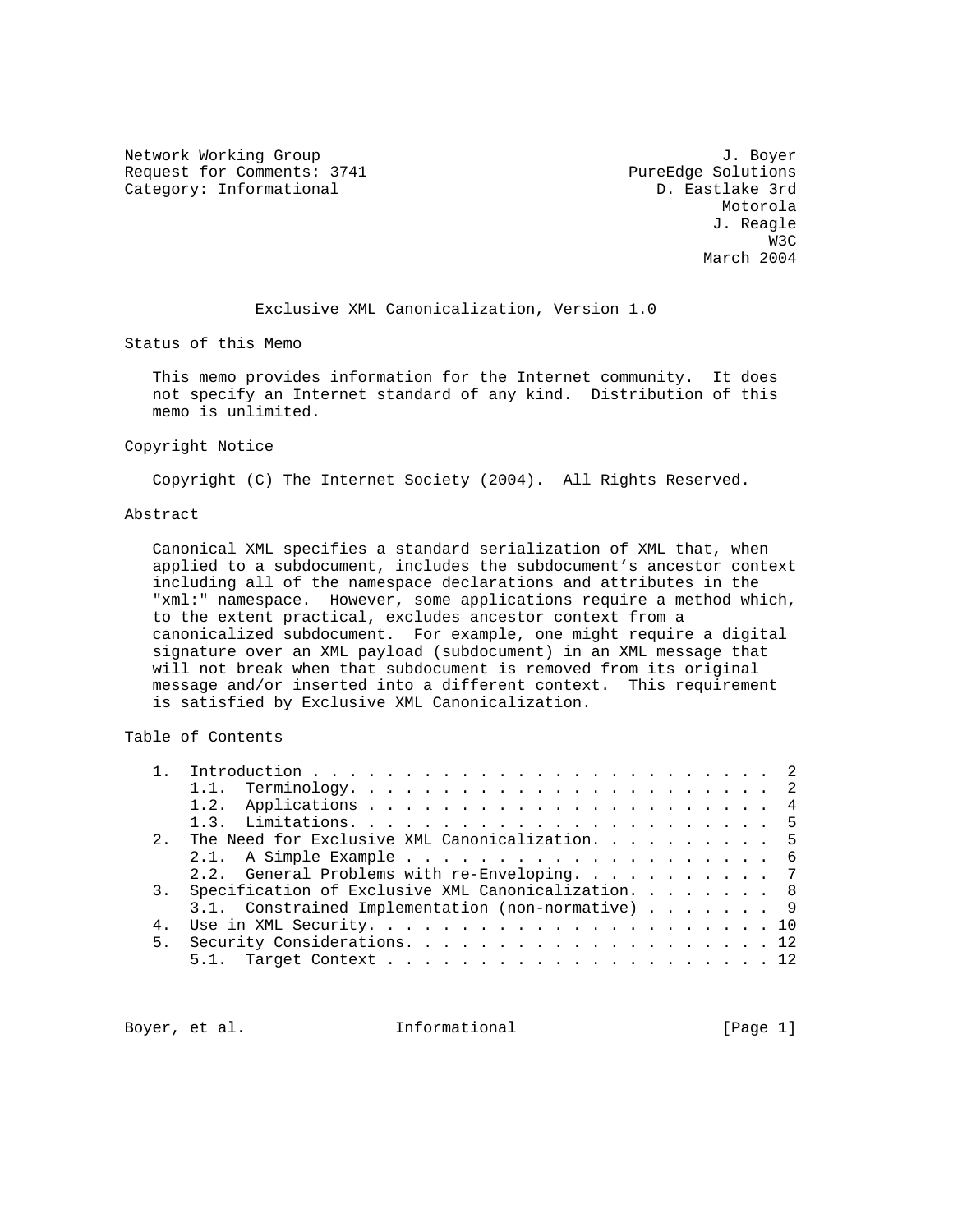Network Working Group — J. Boyer, PureEdge Solutions
Request for Comments: 3741 — D. Eastlake 3rd, Motorola
Category: Informational — J. Reagle, W3C
March 2004

# Exclusive XML Canonicalization, Version 1.0

## Status of this Memo

This memo provides information for the Internet community. It does not specify an Internet standard of any kind. Distribution of this memo is unlimited.

## Copyright Notice

Copyright (C) The Internet Society (2004). All Rights Reserved.

## Abstract

Canonical XML specifies a standard serialization of XML that, when applied to a subdocument, includes the subdocument's ancestor context including all of the namespace declarations and attributes in the "xml:" namespace. However, some applications require a method which, to the extent practical, excludes ancestor context from a canonicalized subdocument. For example, one might require a digital signature over an XML payload (subdocument) in an XML message that will not break when that subdocument is removed from its original message and/or inserted into a different context. This requirement is satisfied by Exclusive XML Canonicalization.

## Table of Contents

```
1.  Introduction . . . . . . . . . . . . . . . . . . . . . . . . .  2
    1.1.  Terminology. . . . . . . . . . . . . . . . . . . . . . .  2
    1.2.  Applications . . . . . . . . . . . . . . . . . . . . . .  4
    1.3.  Limitations. . . . . . . . . . . . . . . . . . . . . . .  5
2.  The Need for Exclusive XML Canonicalization. . . . . . . . . .  5
    2.1.  A Simple Example . . . . . . . . . . . . . . . . . . . .  6
    2.2.  General Problems with re-Enveloping. . . . . . . . . . .  7
3.  Specification of Exclusive XML Canonicalization. . . . . . . .  8
    3.1.  Constrained Implementation (non-normative) . . . . . . .  9
4.  Use in XML Security. . . . . . . . . . . . . . . . . . . . . . 10
5.  Security Considerations. . . . . . . . . . . . . . . . . . . . 12
    5.1.  Target Context . . . . . . . . . . . . . . . . . . . . . 12
```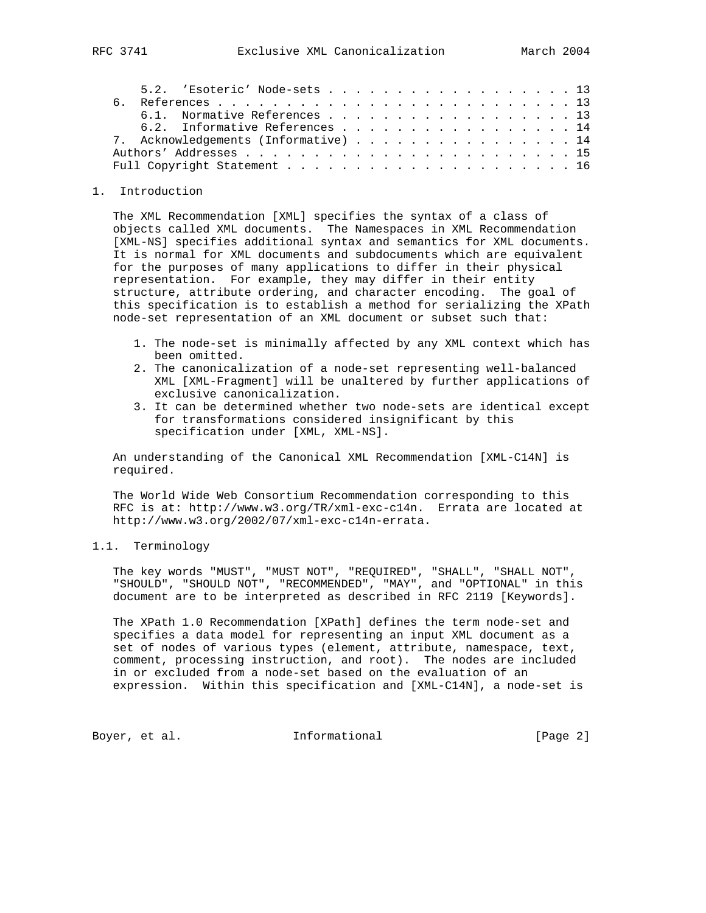5.2. 'Esoteric' Node-sets . . . . . . . . . . . . . . . . . . . 13
6. References . . . . . . . . . . . . . . . . . . . . . . . . . . 13
   6.1. Normative References . . . . . . . . . . . . . . . . . . . 13
   6.2. Informative References . . . . . . . . . . . . . . . . . 14
7. Acknowledgements (Informative) . . . . . . . . . . . . . . . . 14
Authors' Addresses . . . . . . . . . . . . . . . . . . . . . . . . 15
Full Copyright Statement . . . . . . . . . . . . . . . . . . . . . 16

# 1. Introduction

The XML Recommendation [XML] specifies the syntax of a class of objects called XML documents. The Namespaces in XML Recommendation [XML-NS] specifies additional syntax and semantics for XML documents. It is normal for XML documents and subdocuments which are equivalent for the purposes of many applications to differ in their physical representation. For example, they may differ in their entity structure, attribute ordering, and character encoding. The goal of this specification is to establish a method for serializing the XPath node-set representation of an XML document or subset such that:

1. The node-set is minimally affected by any XML context which has been omitted.
2. The canonicalization of a node-set representing well-balanced XML [XML-Fragment] will be unaltered by further applications of exclusive canonicalization.
3. It can be determined whether two node-sets are identical except for transformations considered insignificant by this specification under [XML, XML-NS].

An understanding of the Canonical XML Recommendation [XML-C14N] is required.

The World Wide Web Consortium Recommendation corresponding to this RFC is at: http://www.w3.org/TR/xml-exc-c14n. Errata are located at http://www.w3.org/2002/07/xml-exc-c14n-errata.

## 1.1. Terminology

The key words "MUST", "MUST NOT", "REQUIRED", "SHALL", "SHALL NOT", "SHOULD", "SHOULD NOT", "RECOMMENDED", "MAY", and "OPTIONAL" in this document are to be interpreted as described in RFC 2119 [Keywords].

The XPath 1.0 Recommendation [XPath] defines the term node-set and specifies a data model for representing an input XML document as a set of nodes of various types (element, attribute, namespace, text, comment, processing instruction, and root). The nodes are included in or excluded from a node-set based on the evaluation of an expression. Within this specification and [XML-C14N], a node-set is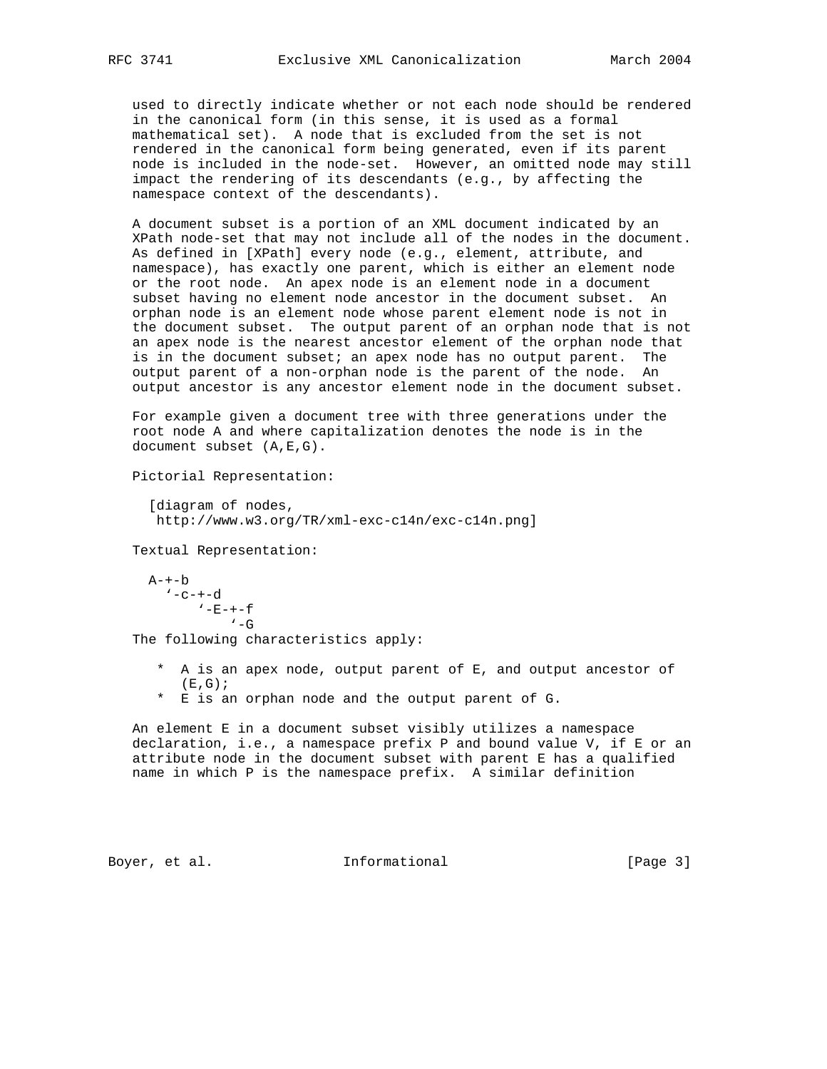used to directly indicate whether or not each node should be rendered in the canonical form (in this sense, it is used as a formal mathematical set). A node that is excluded from the set is not rendered in the canonical form being generated, even if its parent node is included in the node-set. However, an omitted node may still impact the rendering of its descendants (e.g., by affecting the namespace context of the descendants).

A document subset is a portion of an XML document indicated by an XPath node-set that may not include all of the nodes in the document. As defined in [XPath] every node (e.g., element, attribute, and namespace), has exactly one parent, which is either an element node or the root node. An apex node is an element node in a document subset having no element node ancestor in the document subset. An orphan node is an element node whose parent element node is not in the document subset. The output parent of an orphan node that is not an apex node is the nearest ancestor element of the orphan node that is in the document subset; an apex node has no output parent. The output parent of a non-orphan node is the parent of the node. An output ancestor is any ancestor element node in the document subset.

For example given a document tree with three generations under the root node A and where capitalization denotes the node is in the document subset (A,E,G).

Pictorial Representation:

[diagram of nodes, http://www.w3.org/TR/xml-exc-c14n/exc-c14n.png]

Textual Representation:

```
A-+-b
  '-c-+-d
      '-E-+-f
          '-G
```

The following characteristics apply:

* A is an apex node, output parent of E, and output ancestor of (E,G);
* E is an orphan node and the output parent of G.

An element E in a document subset visibly utilizes a namespace declaration, i.e., a namespace prefix P and bound value V, if E or an attribute node in the document subset with parent E has a qualified name in which P is the namespace prefix. A similar definition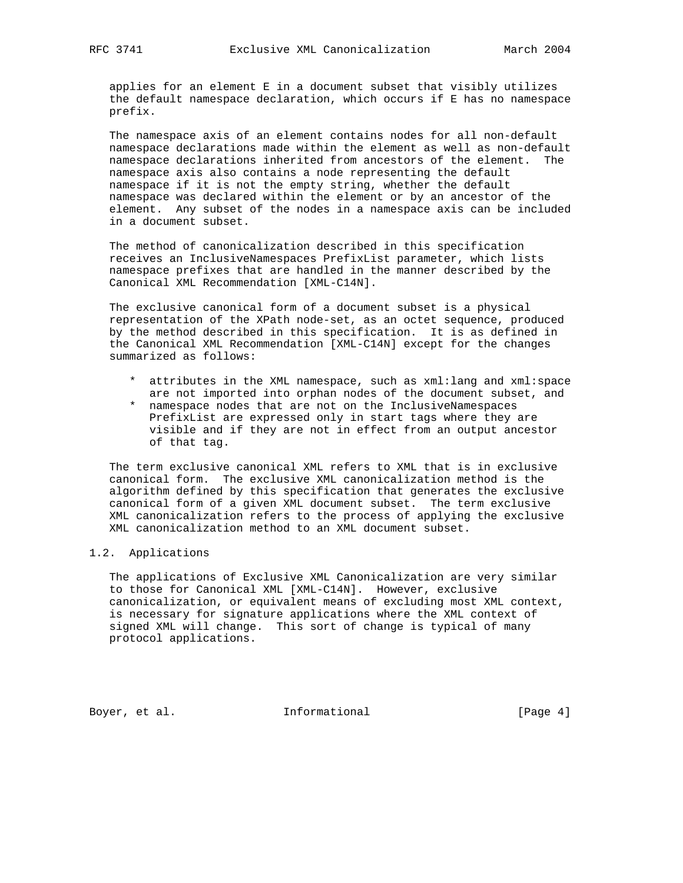applies for an element E in a document subset that visibly utilizes the default namespace declaration, which occurs if E has no namespace prefix.

The namespace axis of an element contains nodes for all non-default namespace declarations made within the element as well as non-default namespace declarations inherited from ancestors of the element. The namespace axis also contains a node representing the default namespace if it is not the empty string, whether the default namespace was declared within the element or by an ancestor of the element. Any subset of the nodes in a namespace axis can be included in a document subset.

The method of canonicalization described in this specification receives an InclusiveNamespaces PrefixList parameter, which lists namespace prefixes that are handled in the manner described by the Canonical XML Recommendation [XML-C14N].

The exclusive canonical form of a document subset is a physical representation of the XPath node-set, as an octet sequence, produced by the method described in this specification. It is as defined in the Canonical XML Recommendation [XML-C14N] except for the changes summarized as follows:

* attributes in the XML namespace, such as xml:lang and xml:space are not imported into orphan nodes of the document subset, and
* namespace nodes that are not on the InclusiveNamespaces PrefixList are expressed only in start tags where they are visible and if they are not in effect from an output ancestor of that tag.

The term exclusive canonical XML refers to XML that is in exclusive canonical form. The exclusive XML canonicalization method is the algorithm defined by this specification that generates the exclusive canonical form of a given XML document subset. The term exclusive XML canonicalization refers to the process of applying the exclusive XML canonicalization method to an XML document subset.

## 1.2. Applications

The applications of Exclusive XML Canonicalization are very similar to those for Canonical XML [XML-C14N]. However, exclusive canonicalization, or equivalent means of excluding most XML context, is necessary for signature applications where the XML context of signed XML will change. This sort of change is typical of many protocol applications.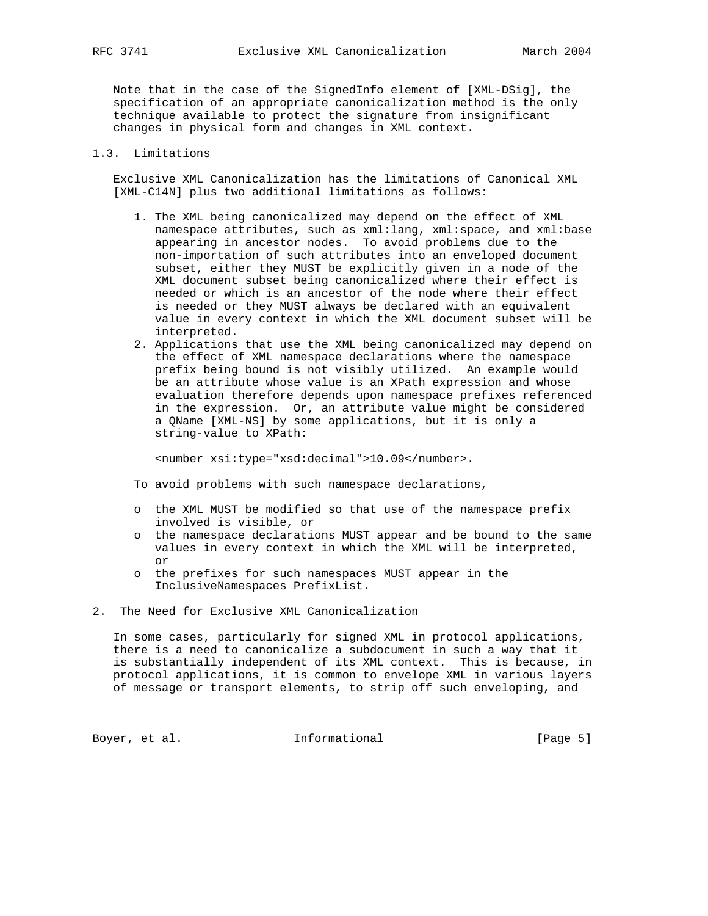Note that in the case of the SignedInfo element of [XML-DSig], the specification of an appropriate canonicalization method is the only technique available to protect the signature from insignificant changes in physical form and changes in XML context.

### 1.3. Limitations

Exclusive XML Canonicalization has the limitations of Canonical XML [XML-C14N] plus two additional limitations as follows:

1. The XML being canonicalized may depend on the effect of XML namespace attributes, such as xml:lang, xml:space, and xml:base appearing in ancestor nodes. To avoid problems due to the non-importation of such attributes into an enveloped document subset, either they MUST be explicitly given in a node of the XML document subset being canonicalized where their effect is needed or which is an ancestor of the node where their effect is needed or they MUST always be declared with an equivalent value in every context in which the XML document subset will be interpreted.
2. Applications that use the XML being canonicalized may depend on the effect of XML namespace declarations where the namespace prefix being bound is not visibly utilized. An example would be an attribute whose value is an XPath expression and whose evaluation therefore depends upon namespace prefixes referenced in the expression. Or, an attribute value might be considered a QName [XML-NS] by some applications, but it is only a string-value to XPath:

   ```
   <number xsi:type="xsd:decimal">10.09</number>.
   ```

   To avoid problems with such namespace declarations,

   - the XML MUST be modified so that use of the namespace prefix involved is visible, or
   - the namespace declarations MUST appear and be bound to the same values in every context in which the XML will be interpreted, or
   - the prefixes for such namespaces MUST appear in the InclusiveNamespaces PrefixList.

## 2. The Need for Exclusive XML Canonicalization

In some cases, particularly for signed XML in protocol applications, there is a need to canonicalize a subdocument in such a way that it is substantially independent of its XML context. This is because, in protocol applications, it is common to envelope XML in various layers of message or transport elements, to strip off such enveloping, and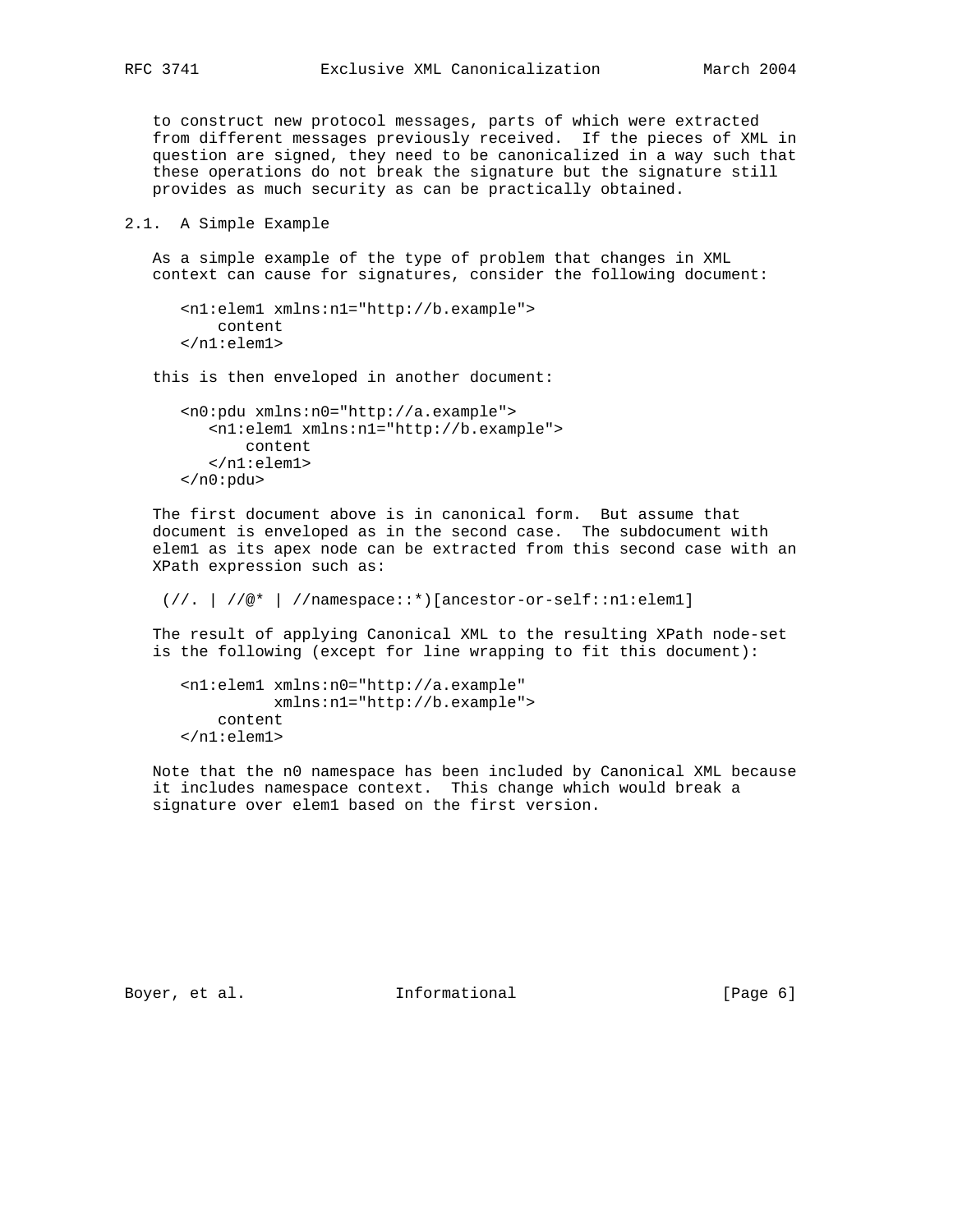to construct new protocol messages, parts of which were extracted from different messages previously received. If the pieces of XML in question are signed, they need to be canonicalized in a way such that these operations do not break the signature but the signature still provides as much security as can be practically obtained.

## 2.1. A Simple Example

As a simple example of the type of problem that changes in XML context can cause for signatures, consider the following document:

```
<n1:elem1 xmlns:n1="http://b.example">
    content
</n1:elem1>
```

this is then enveloped in another document:

```
<n0:pdu xmlns:n0="http://a.example">
   <n1:elem1 xmlns:n1="http://b.example">
       content
   </n1:elem1>
</n0:pdu>
```

The first document above is in canonical form. But assume that document is enveloped as in the second case. The subdocument with elem1 as its apex node can be extracted from this second case with an XPath expression such as:

```
(//. | //@* | //namespace::*)[ancestor-or-self::n1:elem1]
```

The result of applying Canonical XML to the resulting XPath node-set is the following (except for line wrapping to fit this document):

```
<n1:elem1 xmlns:n0="http://a.example"
          xmlns:n1="http://b.example">
    content
</n1:elem1>
```

Note that the n0 namespace has been included by Canonical XML because it includes namespace context. This change which would break a signature over elem1 based on the first version.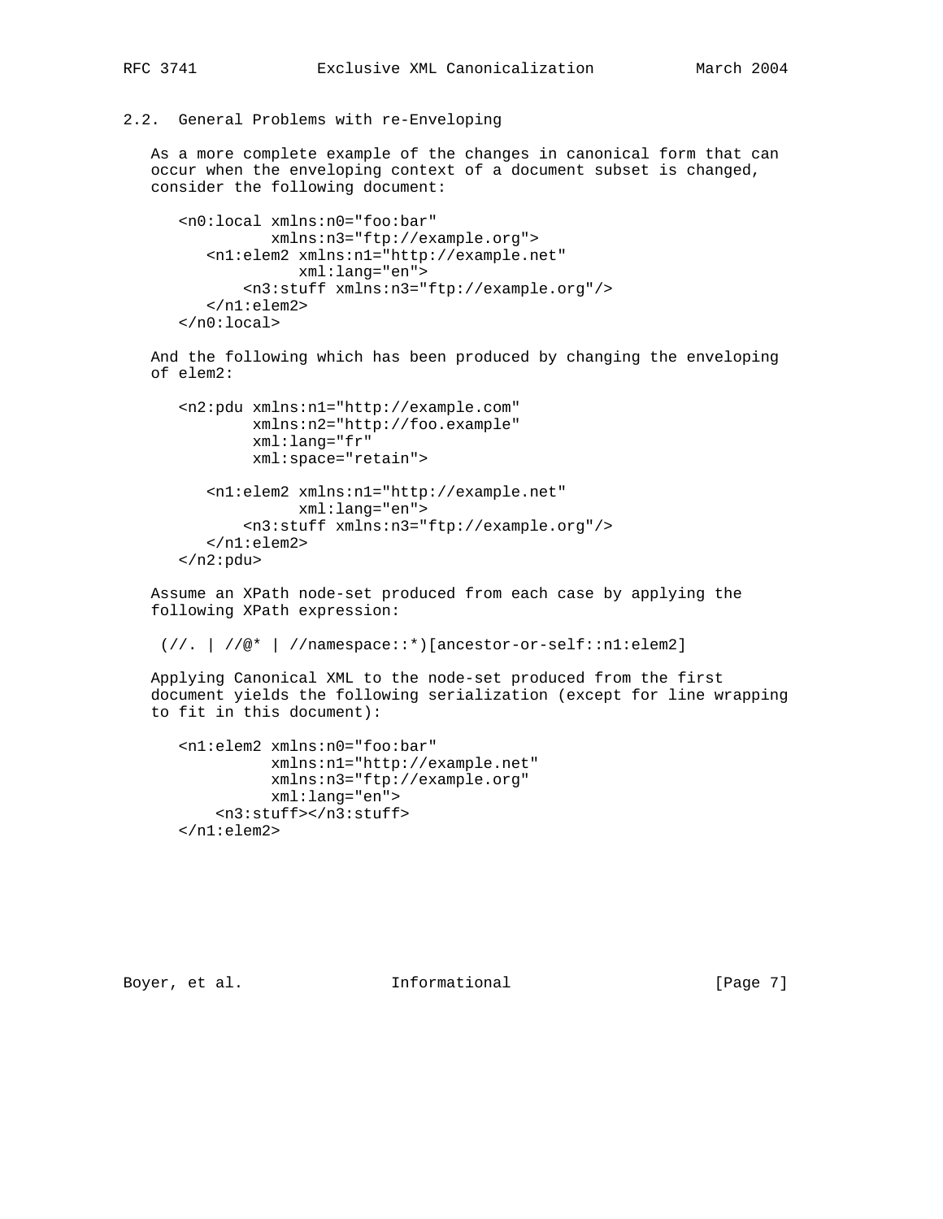## 2.2. General Problems with re-Enveloping

As a more complete example of the changes in canonical form that can occur when the enveloping context of a document subset is changed, consider the following document:

```
<n0:local xmlns:n0="foo:bar"
          xmlns:n3="ftp://example.org">
   <n1:elem2 xmlns:n1="http://example.net"
             xml:lang="en">
       <n3:stuff xmlns:n3="ftp://example.org"/>
   </n1:elem2>
</n0:local>
```

And the following which has been produced by changing the enveloping of elem2:

```
<n2:pdu xmlns:n1="http://example.com"
        xmlns:n2="http://foo.example"
        xml:lang="fr"
        xml:space="retain">

   <n1:elem2 xmlns:n1="http://example.net"
             xml:lang="en">
       <n3:stuff xmlns:n3="ftp://example.org"/>
   </n1:elem2>
</n2:pdu>
```

Assume an XPath node-set produced from each case by applying the following XPath expression:

```
(//. | //@* | //namespace::*)[ancestor-or-self::n1:elem2]
```

Applying Canonical XML to the node-set produced from the first document yields the following serialization (except for line wrapping to fit in this document):

```
<n1:elem2 xmlns:n0="foo:bar"
          xmlns:n1="http://example.net"
          xmlns:n3="ftp://example.org"
          xml:lang="en">
    <n3:stuff></n3:stuff>
</n1:elem2>
```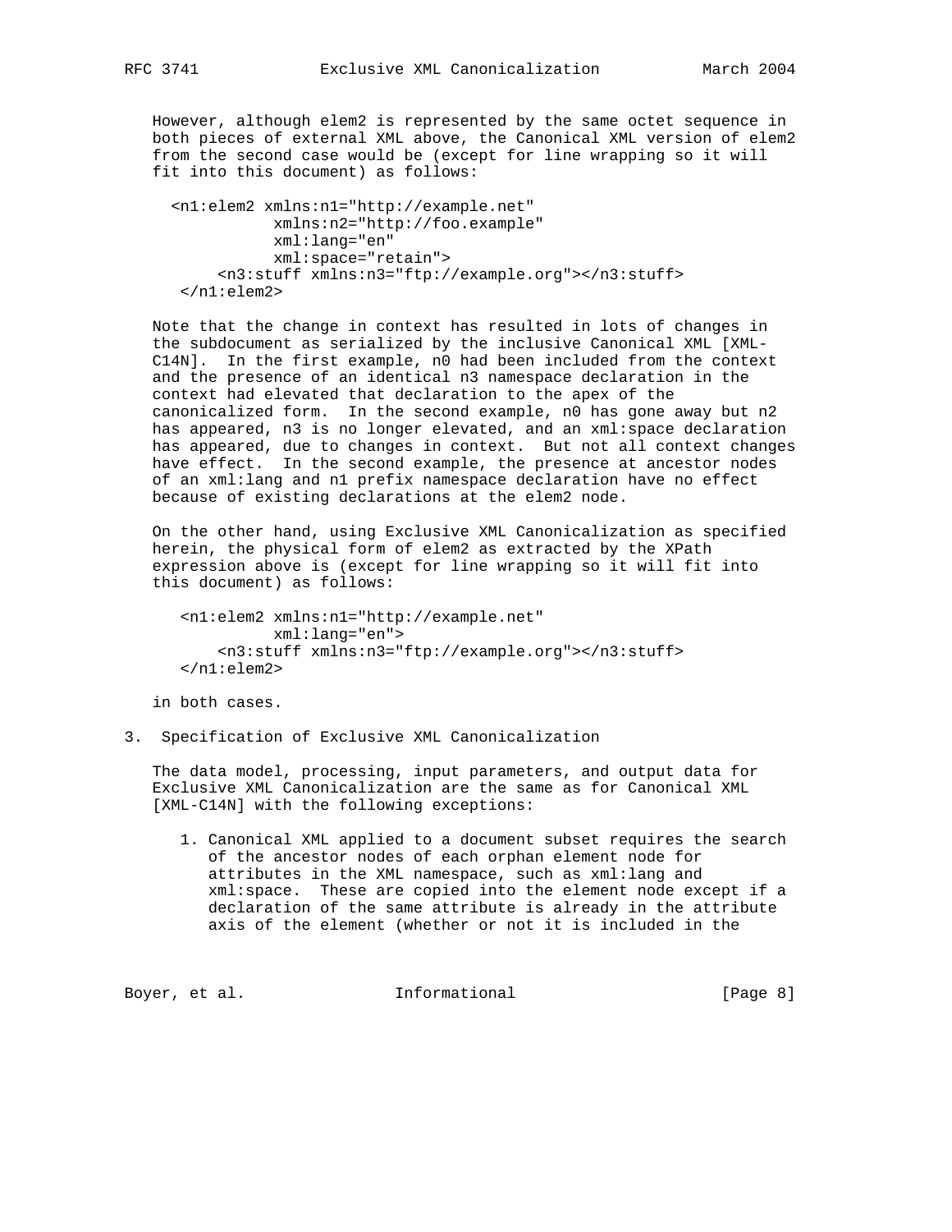However, although elem2 is represented by the same octet sequence in both pieces of external XML above, the Canonical XML version of elem2 from the second case would be (except for line wrapping so it will fit into this document) as follows:

```
<n1:elem2 xmlns:n1="http://example.net"
          xmlns:n2="http://foo.example"
          xml:lang="en"
          xml:space="retain">
     <n3:stuff xmlns:n3="ftp://example.org"></n3:stuff>
 </n1:elem2>
```

Note that the change in context has resulted in lots of changes in the subdocument as serialized by the inclusive Canonical XML [XML-C14N]. In the first example, n0 had been included from the context and the presence of an identical n3 namespace declaration in the context had elevated that declaration to the apex of the canonicalized form. In the second example, n0 has gone away but n2 has appeared, n3 is no longer elevated, and an xml:space declaration has appeared, due to changes in context. But not all context changes have effect. In the second example, the presence at ancestor nodes of an xml:lang and n1 prefix namespace declaration have no effect because of existing declarations at the elem2 node.

On the other hand, using Exclusive XML Canonicalization as specified herein, the physical form of elem2 as extracted by the XPath expression above is (except for line wrapping so it will fit into this document) as follows:

```
<n1:elem2 xmlns:n1="http://example.net"
          xml:lang="en">
     <n3:stuff xmlns:n3="ftp://example.org"></n3:stuff>
</n1:elem2>
```

in both cases.

## 3. Specification of Exclusive XML Canonicalization

The data model, processing, input parameters, and output data for Exclusive XML Canonicalization are the same as for Canonical XML [XML-C14N] with the following exceptions:

1. Canonical XML applied to a document subset requires the search of the ancestor nodes of each orphan element node for attributes in the XML namespace, such as xml:lang and xml:space. These are copied into the element node except if a declaration of the same attribute is already in the attribute axis of the element (whether or not it is included in the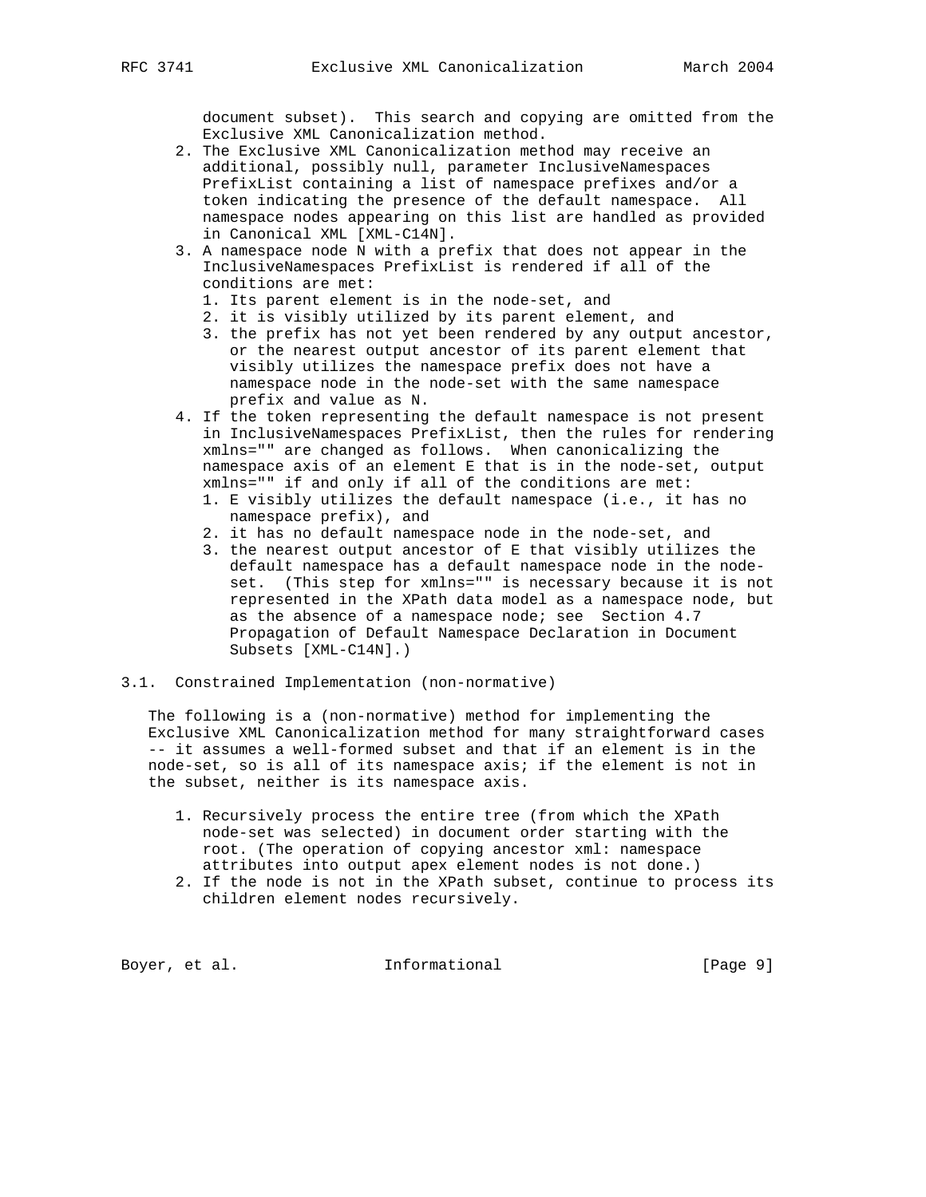document subset). This search and copying are omitted from the Exclusive XML Canonicalization method.

2. The Exclusive XML Canonicalization method may receive an additional, possibly null, parameter InclusiveNamespaces PrefixList containing a list of namespace prefixes and/or a token indicating the presence of the default namespace. All namespace nodes appearing on this list are handled as provided in Canonical XML [XML-C14N].
3. A namespace node N with a prefix that does not appear in the InclusiveNamespaces PrefixList is rendered if all of the conditions are met:
   1. Its parent element is in the node-set, and
   2. it is visibly utilized by its parent element, and
   3. the prefix has not yet been rendered by any output ancestor, or the nearest output ancestor of its parent element that visibly utilizes the namespace prefix does not have a namespace node in the node-set with the same namespace prefix and value as N.
4. If the token representing the default namespace is not present in InclusiveNamespaces PrefixList, then the rules for rendering xmlns="" are changed as follows. When canonicalizing the namespace axis of an element E that is in the node-set, output xmlns="" if and only if all of the conditions are met:
   1. E visibly utilizes the default namespace (i.e., it has no namespace prefix), and
   2. it has no default namespace node in the node-set, and
   3. the nearest output ancestor of E that visibly utilizes the default namespace has a default namespace node in the node-set. (This step for xmlns="" is necessary because it is not represented in the XPath data model as a namespace node, but as the absence of a namespace node; see Section 4.7 Propagation of Default Namespace Declaration in Document Subsets [XML-C14N].)

## 3.1. Constrained Implementation (non-normative)

The following is a (non-normative) method for implementing the Exclusive XML Canonicalization method for many straightforward cases -- it assumes a well-formed subset and that if an element is in the node-set, so is all of its namespace axis; if the element is not in the subset, neither is its namespace axis.

1. Recursively process the entire tree (from which the XPath node-set was selected) in document order starting with the root. (The operation of copying ancestor xml: namespace attributes into output apex element nodes is not done.)
2. If the node is not in the XPath subset, continue to process its children element nodes recursively.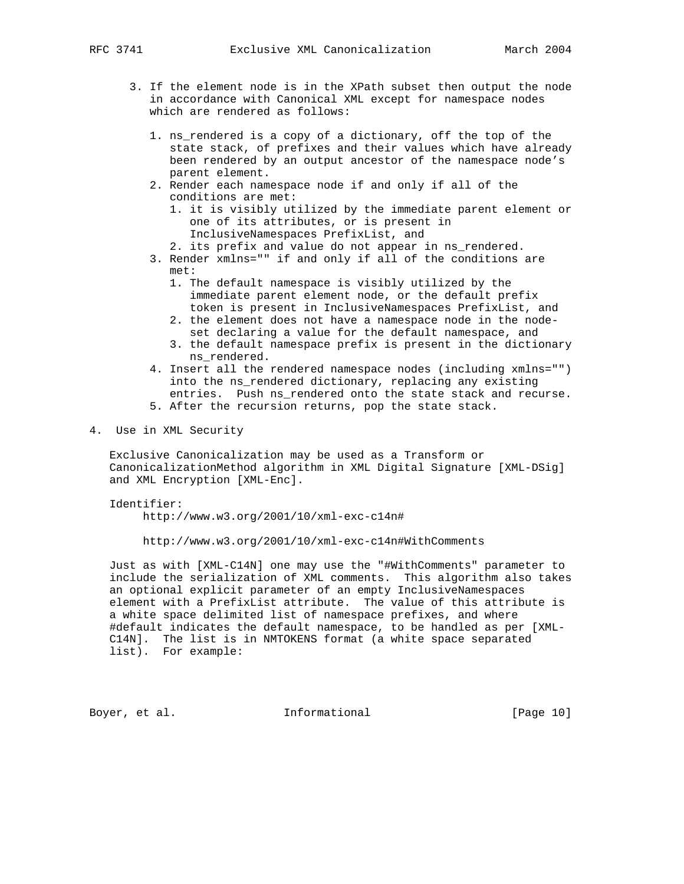3. If the element node is in the XPath subset then output the node in accordance with Canonical XML except for namespace nodes which are rendered as follows:

   1. ns_rendered is a copy of a dictionary, off the top of the state stack, of prefixes and their values which have already been rendered by an output ancestor of the namespace node's parent element.
   2. Render each namespace node if and only if all of the conditions are met:
      1. it is visibly utilized by the immediate parent element or one of its attributes, or is present in InclusiveNamespaces PrefixList, and
      2. its prefix and value do not appear in ns_rendered.
   3. Render xmlns="" if and only if all of the conditions are met:
      1. The default namespace is visibly utilized by the immediate parent element node, or the default prefix token is present in InclusiveNamespaces PrefixList, and
      2. the element does not have a namespace node in the node-set declaring a value for the default namespace, and
      3. the default namespace prefix is present in the dictionary ns_rendered.
   4. Insert all the rendered namespace nodes (including xmlns="") into the ns_rendered dictionary, replacing any existing entries. Push ns_rendered onto the state stack and recurse.
   5. After the recursion returns, pop the state stack.

## 4. Use in XML Security

Exclusive Canonicalization may be used as a Transform or CanonicalizationMethod algorithm in XML Digital Signature [XML-DSig] and XML Encryption [XML-Enc].

Identifier:

```
http://www.w3.org/2001/10/xml-exc-c14n#

http://www.w3.org/2001/10/xml-exc-c14n#WithComments
```

Just as with [XML-C14N] one may use the "#WithComments" parameter to include the serialization of XML comments. This algorithm also takes an optional explicit parameter of an empty InclusiveNamespaces element with a PrefixList attribute. The value of this attribute is a white space delimited list of namespace prefixes, and where #default indicates the default namespace, to be handled as per [XML-C14N]. The list is in NMTOKENS format (a white space separated list). For example: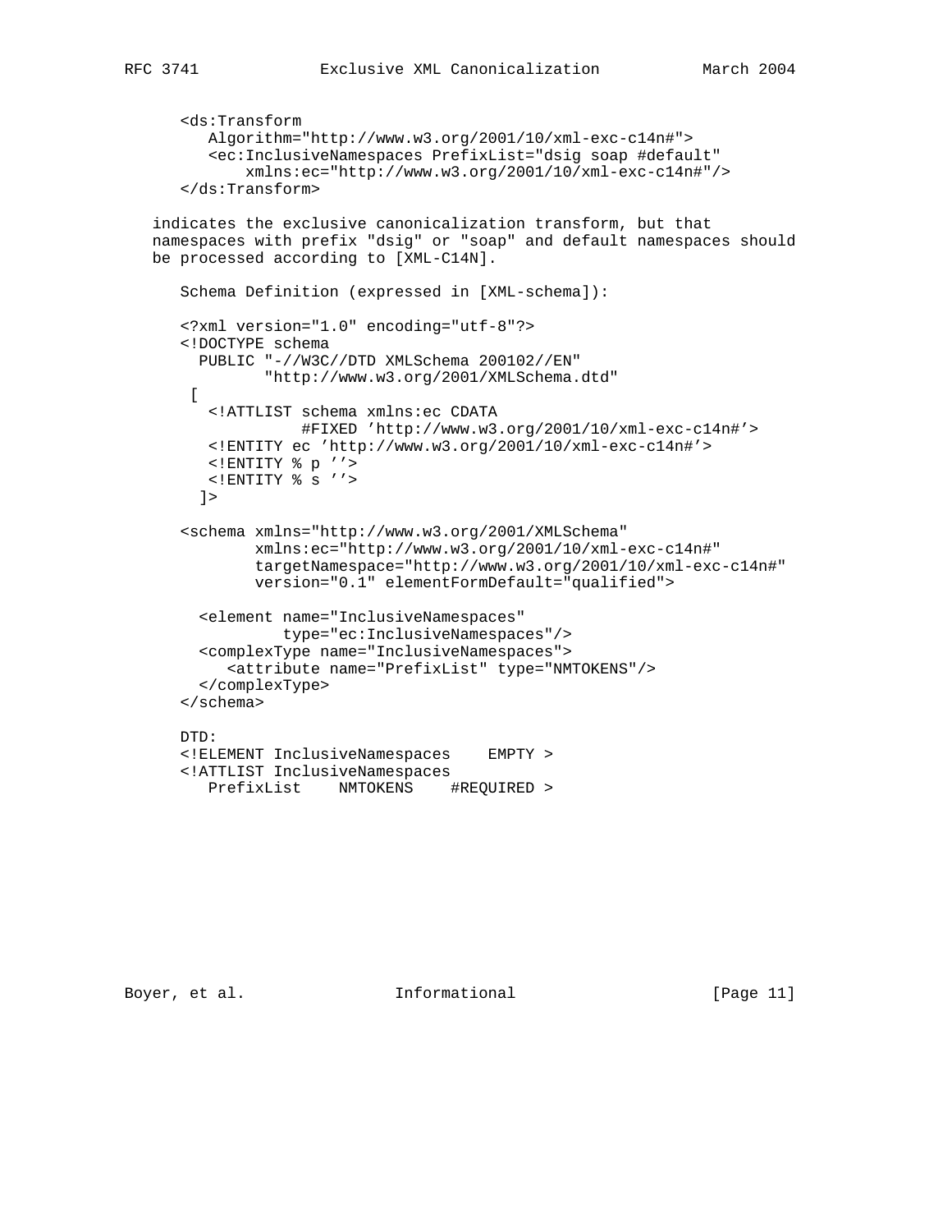```
<ds:Transform
   Algorithm="http://www.w3.org/2001/10/xml-exc-c14n#">
   <ec:InclusiveNamespaces PrefixList="dsig soap #default"
       xmlns:ec="http://www.w3.org/2001/10/xml-exc-c14n#"/>
</ds:Transform>
```

indicates the exclusive canonicalization transform, but that namespaces with prefix "dsig" or "soap" and default namespaces should be processed according to [XML-C14N].

Schema Definition (expressed in [XML-schema]):

```
<?xml version="1.0" encoding="utf-8"?>
<!DOCTYPE schema
  PUBLIC "-//W3C//DTD XMLSchema 200102//EN"
         "http://www.w3.org/2001/XMLSchema.dtd"
 [
   <!ATTLIST schema xmlns:ec CDATA
             #FIXED 'http://www.w3.org/2001/10/xml-exc-c14n#'>
   <!ENTITY ec 'http://www.w3.org/2001/10/xml-exc-c14n#'>
   <!ENTITY % p ''>
   <!ENTITY % s ''>
  ]>

<schema xmlns="http://www.w3.org/2001/XMLSchema"
        xmlns:ec="http://www.w3.org/2001/10/xml-exc-c14n#"
        targetNamespace="http://www.w3.org/2001/10/xml-exc-c14n#"
        version="0.1" elementFormDefault="qualified">

  <element name="InclusiveNamespaces"
           type="ec:InclusiveNamespaces"/>
  <complexType name="InclusiveNamespaces">
     <attribute name="PrefixList" type="NMTOKENS"/>
  </complexType>
</schema>
```

DTD:

```
<!ELEMENT InclusiveNamespaces    EMPTY >
<!ATTLIST InclusiveNamespaces
   PrefixList    NMTOKENS    #REQUIRED >
```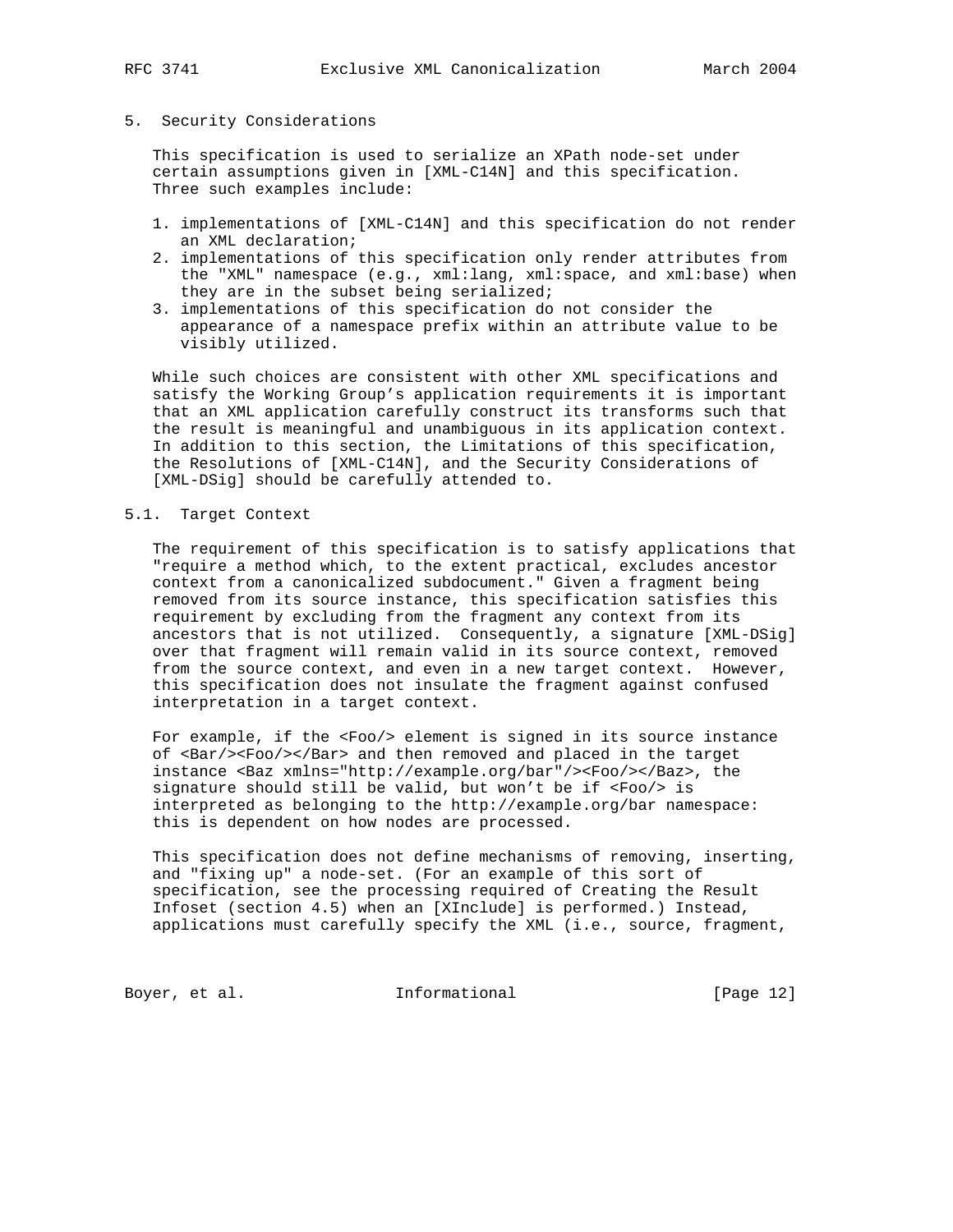## 5. Security Considerations

This specification is used to serialize an XPath node-set under certain assumptions given in [XML-C14N] and this specification. Three such examples include:

1. implementations of [XML-C14N] and this specification do not render an XML declaration;
2. implementations of this specification only render attributes from the "XML" namespace (e.g., xml:lang, xml:space, and xml:base) when they are in the subset being serialized;
3. implementations of this specification do not consider the appearance of a namespace prefix within an attribute value to be visibly utilized.

While such choices are consistent with other XML specifications and satisfy the Working Group's application requirements it is important that an XML application carefully construct its transforms such that the result is meaningful and unambiguous in its application context. In addition to this section, the Limitations of this specification, the Resolutions of [XML-C14N], and the Security Considerations of [XML-DSig] should be carefully attended to.

### 5.1. Target Context

The requirement of this specification is to satisfy applications that "require a method which, to the extent practical, excludes ancestor context from a canonicalized subdocument." Given a fragment being removed from its source instance, this specification satisfies this requirement by excluding from the fragment any context from its ancestors that is not utilized. Consequently, a signature [XML-DSig] over that fragment will remain valid in its source context, removed from the source context, and even in a new target context. However, this specification does not insulate the fragment against confused interpretation in a target context.

For example, if the <Foo/> element is signed in its source instance of <Bar/><Foo/></Bar> and then removed and placed in the target instance <Baz xmlns="http://example.org/bar"/><Foo/></Baz>, the signature should still be valid, but won't be if <Foo/> is interpreted as belonging to the http://example.org/bar namespace: this is dependent on how nodes are processed.

This specification does not define mechanisms of removing, inserting, and "fixing up" a node-set. (For an example of this sort of specification, see the processing required of Creating the Result Infoset (section 4.5) when an [XInclude] is performed.) Instead, applications must carefully specify the XML (i.e., source, fragment,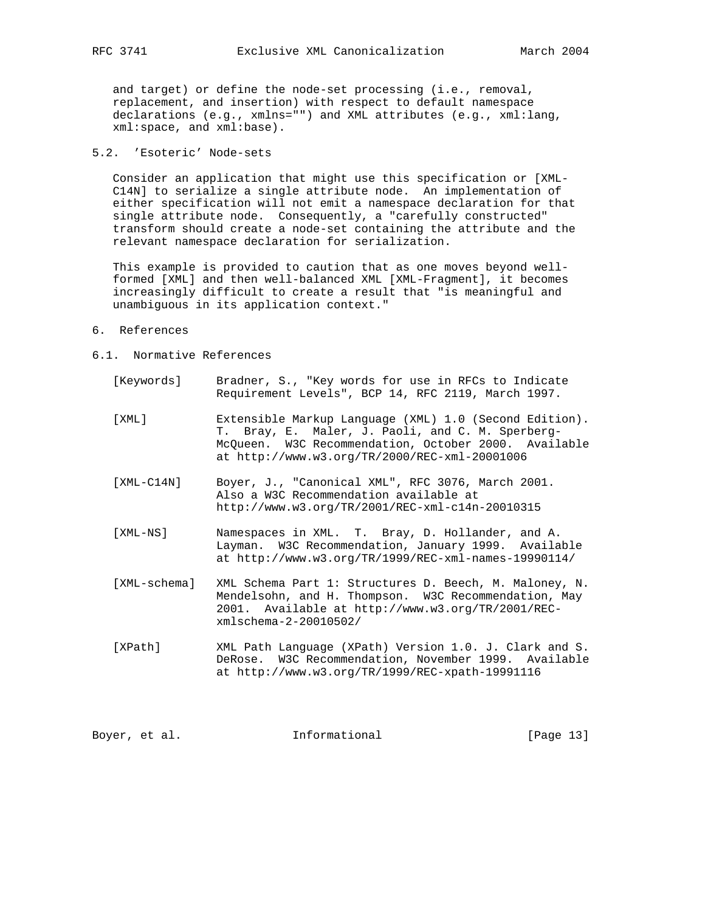and target) or define the node-set processing (i.e., removal, replacement, and insertion) with respect to default namespace declarations (e.g., xmlns="") and XML attributes (e.g., xml:lang, xml:space, and xml:base).

### 5.2. 'Esoteric' Node-sets

Consider an application that might use this specification or [XML-C14N] to serialize a single attribute node. An implementation of either specification will not emit a namespace declaration for that single attribute node. Consequently, a "carefully constructed" transform should create a node-set containing the attribute and the relevant namespace declaration for serialization.

This example is provided to caution that as one moves beyond well-formed [XML] and then well-balanced XML [XML-Fragment], it becomes increasingly difficult to create a result that "is meaningful and unambiguous in its application context."

## 6. References

### 6.1. Normative References

[Keywords] Bradner, S., "Key words for use in RFCs to Indicate Requirement Levels", BCP 14, RFC 2119, March 1997.

[XML] Extensible Markup Language (XML) 1.0 (Second Edition). T. Bray, E. Maler, J. Paoli, and C. M. Sperberg-McQueen. W3C Recommendation, October 2000. Available at http://www.w3.org/TR/2000/REC-xml-20001006

[XML-C14N] Boyer, J., "Canonical XML", RFC 3076, March 2001. Also a W3C Recommendation available at http://www.w3.org/TR/2001/REC-xml-c14n-20010315

[XML-NS] Namespaces in XML. T. Bray, D. Hollander, and A. Layman. W3C Recommendation, January 1999. Available at http://www.w3.org/TR/1999/REC-xml-names-19990114/

[XML-schema] XML Schema Part 1: Structures D. Beech, M. Maloney, N. Mendelsohn, and H. Thompson. W3C Recommendation, May 2001. Available at http://www.w3.org/TR/2001/REC-xmlschema-2-20010502/

[XPath] XML Path Language (XPath) Version 1.0. J. Clark and S. DeRose. W3C Recommendation, November 1999. Available at http://www.w3.org/TR/1999/REC-xpath-19991116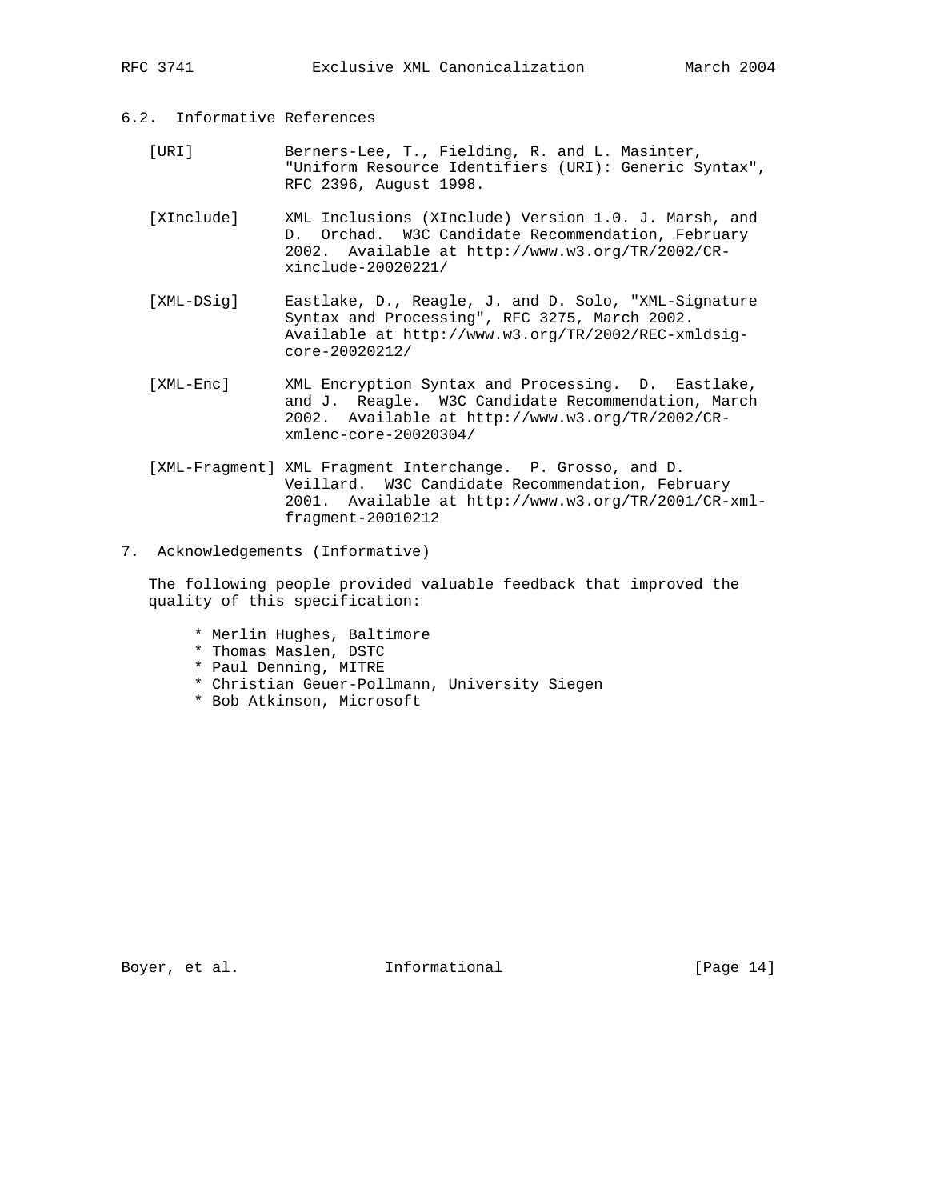### 6.2. Informative References

[URI] Berners-Lee, T., Fielding, R. and L. Masinter, "Uniform Resource Identifiers (URI): Generic Syntax", RFC 2396, August 1998.

[XInclude] XML Inclusions (XInclude) Version 1.0. J. Marsh, and D. Orchad. W3C Candidate Recommendation, February 2002. Available at http://www.w3.org/TR/2002/CR-xinclude-20020221/

[XML-DSig] Eastlake, D., Reagle, J. and D. Solo, "XML-Signature Syntax and Processing", RFC 3275, March 2002. Available at http://www.w3.org/TR/2002/REC-xmldsig-core-20020212/

[XML-Enc] XML Encryption Syntax and Processing. D. Eastlake, and J. Reagle. W3C Candidate Recommendation, March 2002. Available at http://www.w3.org/TR/2002/CR-xmlenc-core-20020304/

[XML-Fragment] XML Fragment Interchange. P. Grosso, and D. Veillard. W3C Candidate Recommendation, February 2001. Available at http://www.w3.org/TR/2001/CR-xml-fragment-20010212

## 7. Acknowledgements (Informative)

The following people provided valuable feedback that improved the quality of this specification:

* Merlin Hughes, Baltimore
* Thomas Maslen, DSTC
* Paul Denning, MITRE
* Christian Geuer-Pollmann, University Siegen
* Bob Atkinson, Microsoft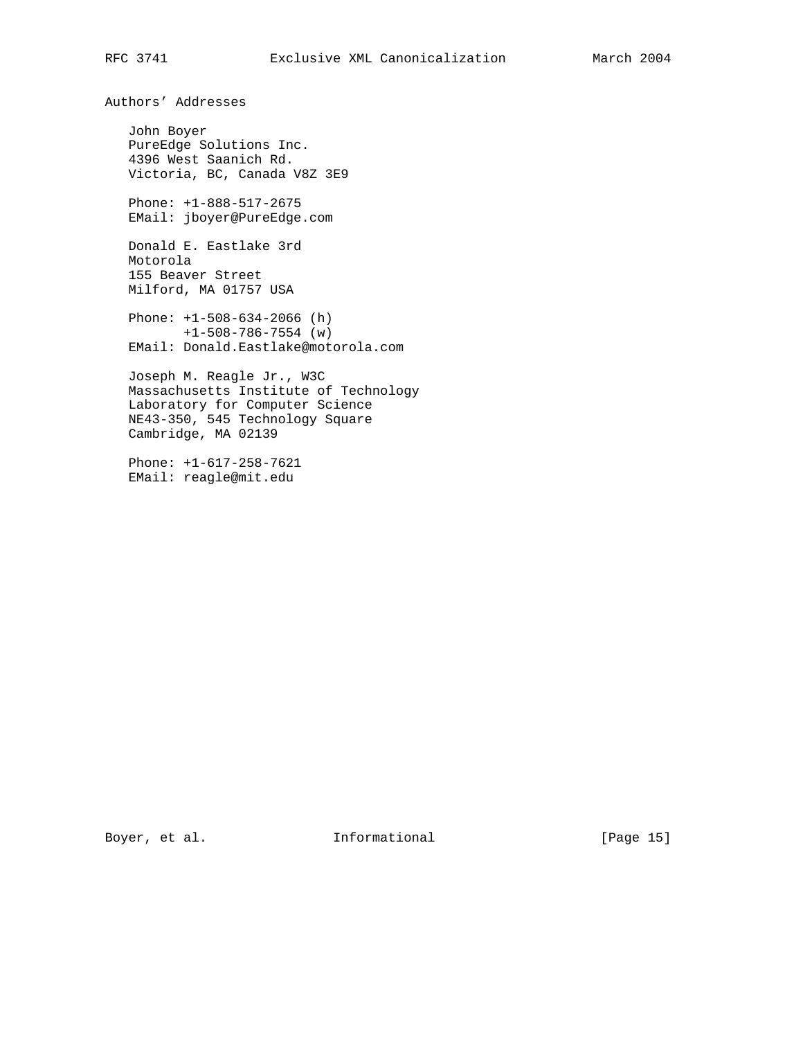## Authors' Addresses

John Boyer
PureEdge Solutions Inc.
4396 West Saanich Rd.
Victoria, BC, Canada V8Z 3E9

Phone: +1-888-517-2675
EMail: jboyer@PureEdge.com

Donald E. Eastlake 3rd
Motorola
155 Beaver Street
Milford, MA 01757 USA

Phone: +1-508-634-2066 (h)
       +1-508-786-7554 (w)
EMail: Donald.Eastlake@motorola.com

Joseph M. Reagle Jr., W3C
Massachusetts Institute of Technology
Laboratory for Computer Science
NE43-350, 545 Technology Square
Cambridge, MA 02139

Phone: +1-617-258-7621
EMail: reagle@mit.edu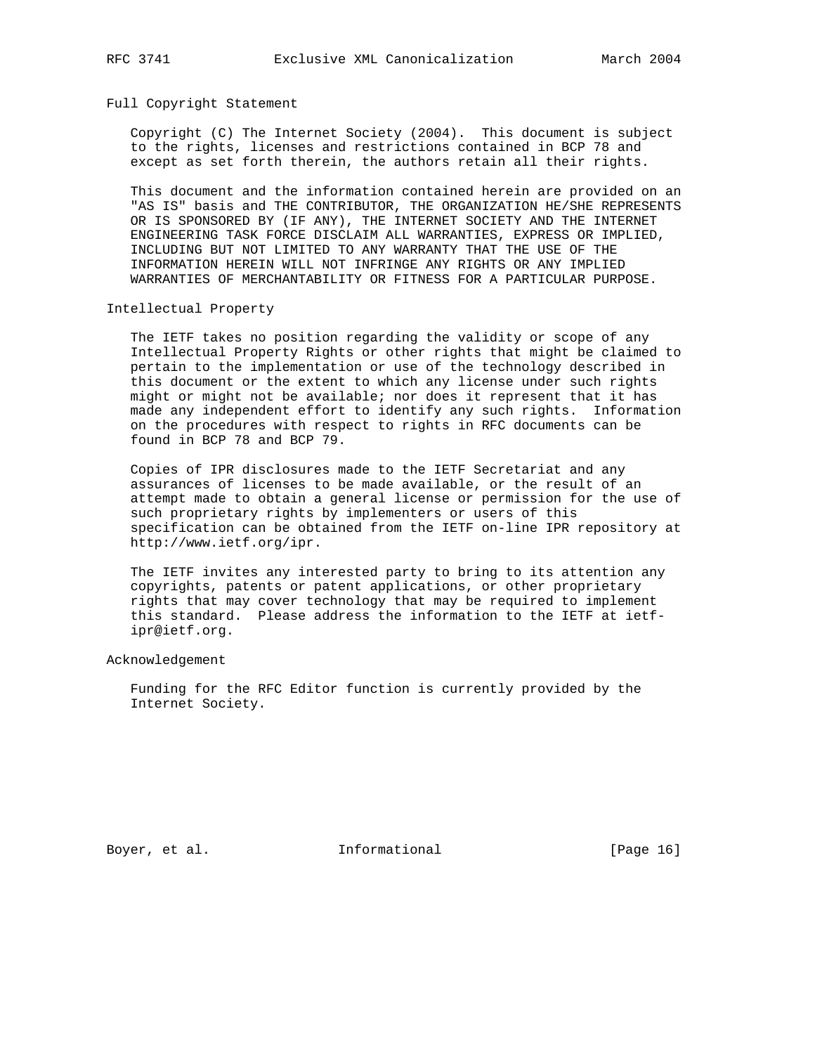## Full Copyright Statement

Copyright (C) The Internet Society (2004). This document is subject to the rights, licenses and restrictions contained in BCP 78 and except as set forth therein, the authors retain all their rights.

This document and the information contained herein are provided on an "AS IS" basis and THE CONTRIBUTOR, THE ORGANIZATION HE/SHE REPRESENTS OR IS SPONSORED BY (IF ANY), THE INTERNET SOCIETY AND THE INTERNET ENGINEERING TASK FORCE DISCLAIM ALL WARRANTIES, EXPRESS OR IMPLIED, INCLUDING BUT NOT LIMITED TO ANY WARRANTY THAT THE USE OF THE INFORMATION HEREIN WILL NOT INFRINGE ANY RIGHTS OR ANY IMPLIED WARRANTIES OF MERCHANTABILITY OR FITNESS FOR A PARTICULAR PURPOSE.

## Intellectual Property

The IETF takes no position regarding the validity or scope of any Intellectual Property Rights or other rights that might be claimed to pertain to the implementation or use of the technology described in this document or the extent to which any license under such rights might or might not be available; nor does it represent that it has made any independent effort to identify any such rights. Information on the procedures with respect to rights in RFC documents can be found in BCP 78 and BCP 79.

Copies of IPR disclosures made to the IETF Secretariat and any assurances of licenses to be made available, or the result of an attempt made to obtain a general license or permission for the use of such proprietary rights by implementers or users of this specification can be obtained from the IETF on-line IPR repository at http://www.ietf.org/ipr.

The IETF invites any interested party to bring to its attention any copyrights, patents or patent applications, or other proprietary rights that may cover technology that may be required to implement this standard. Please address the information to the IETF at ietf-ipr@ietf.org.

## Acknowledgement

Funding for the RFC Editor function is currently provided by the Internet Society.